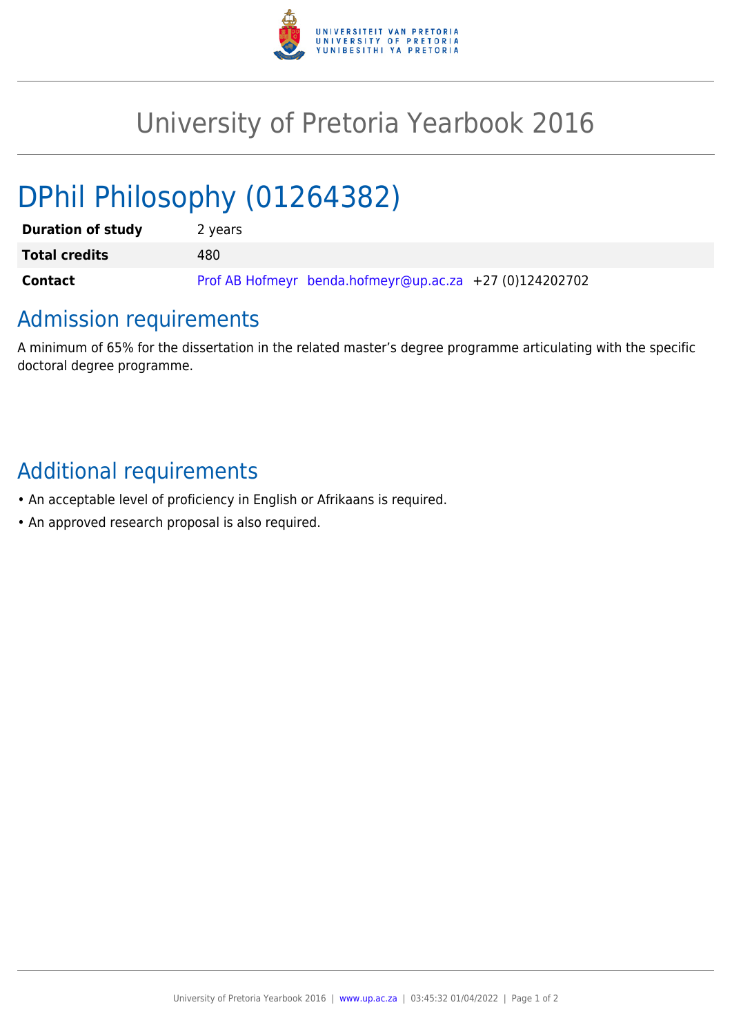# University of Pretoria Yearbook 2016

# DPhil Philosophy (01264382)

| | |
|---|---|
| **Duration of study** | 2 years |
| **Total credits** | 480 |
| **Contact** | Prof AB Hofmeyr benda.hofmeyr@up.ac.za +27 (0)124202702 |

## Admission requirements

A minimum of 65% for the dissertation in the related master's degree programme articulating with the specific doctoral degree programme.

## Additional requirements

- An acceptable level of proficiency in English or Afrikaans is required.
- An approved research proposal is also required.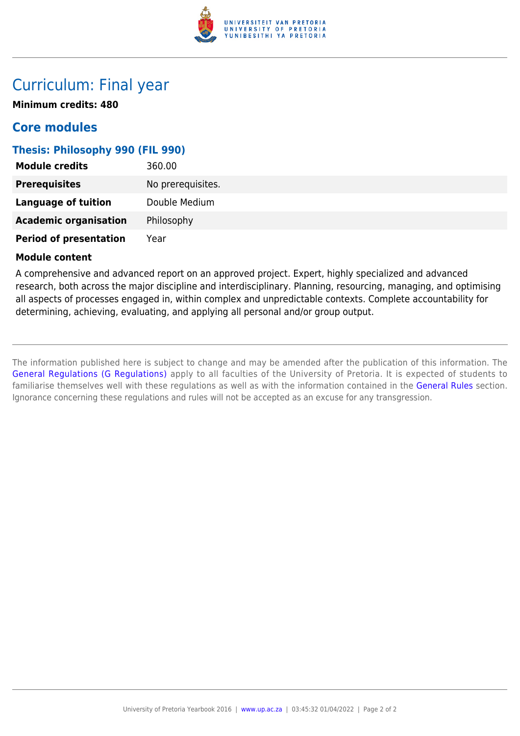# Curriculum: Final year

**Minimum credits: 480**

## Core modules

### Thesis: Philosophy 990 (FIL 990)

| | |
|---|---|
| **Module credits** | 360.00 |
| **Prerequisites** | No prerequisites. |
| **Language of tuition** | Double Medium |
| **Academic organisation** | Philosophy |
| **Period of presentation** | Year |

**Module content**

A comprehensive and advanced report on an approved project. Expert, highly specialized and advanced research, both across the major discipline and interdisciplinary. Planning, resourcing, managing, and optimising all aspects of processes engaged in, within complex and unpredictable contexts. Complete accountability for determining, achieving, evaluating, and applying all personal and/or group output.

The information published here is subject to change and may be amended after the publication of this information. The General Regulations (G Regulations) apply to all faculties of the University of Pretoria. It is expected of students to familiarise themselves well with these regulations as well as with the information contained in the General Rules section. Ignorance concerning these regulations and rules will not be accepted as an excuse for any transgression.